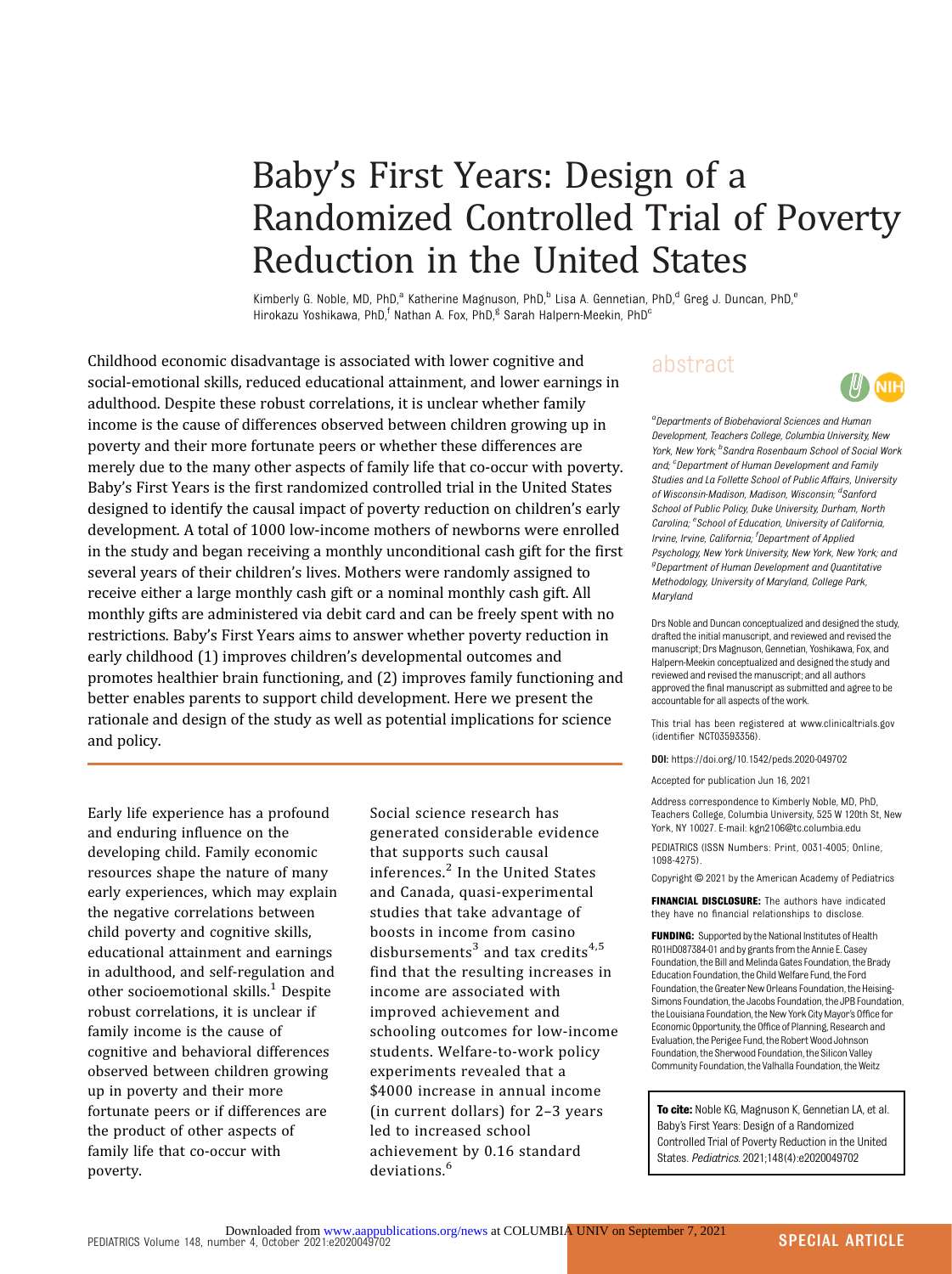# Baby's First Years: Design of a Randomized Controlled Trial of Poverty Reduction in the United States

Kimberly G. Noble, MD, PhD,[a] Katherine Magnuson, PhD,[b] Lisa A. Gennetian, PhD,[d] Greg J. Duncan, PhD,[e] Hirokazu Yoshikawa, PhD,[f] Nathan A. Fox, PhD,[g] Sarah Halpern-Meekin, PhD[c]

## abstract

Childhood economic disadvantage is associated with lower cognitive and social-emotional skills, reduced educational attainment, and lower earnings in adulthood. Despite these robust correlations, it is unclear whether family income is the cause of differences observed between children growing up in poverty and their more fortunate peers or whether these differences are merely due to the many other aspects of family life that co-occur with poverty. Baby's First Years is the first randomized controlled trial in the United States designed to identify the causal impact of poverty reduction on children's early development. A total of 1000 low-income mothers of newborns were enrolled in the study and began receiving a monthly unconditional cash gift for the first several years of their children's lives. Mothers were randomly assigned to receive either a large monthly cash gift or a nominal monthly cash gift. All monthly gifts are administered via debit card and can be freely spent with no restrictions. Baby's First Years aims to answer whether poverty reduction in early childhood (1) improves children's developmental outcomes and promotes healthier brain functioning, and (2) improves family functioning and better enables parents to support child development. Here we present the rationale and design of the study as well as potential implications for science and policy.

[a]*Departments of Biobehavioral Sciences and Human Development, Teachers College, Columbia University, New York, New York;* [b]*Sandra Rosenbaum School of Social Work and;* [c]*Department of Human Development and Family Studies and La Follette School of Public Affairs, University of Wisconsin-Madison, Madison, Wisconsin;* [d]*Sanford School of Public Policy, Duke University, Durham, North Carolina;* [e]*School of Education, University of California, Irvine, Irvine, California;* [f]*Department of Applied Psychology, New York University, New York, New York; and* [g]*Department of Human Development and Quantitative Methodology, University of Maryland, College Park, Maryland*

Drs Noble and Duncan conceptualized and designed the study, drafted the initial manuscript, and reviewed and revised the manuscript; Drs Magnuson, Gennetian, Yoshikawa, Fox, and Halpern-Meekin conceptualized and designed the study and reviewed and revised the manuscript; and all authors approved the final manuscript as submitted and agree to be accountable for all aspects of the work.

This trial has been registered at www.clinicaltrials.gov (identifier NCT03593356).

**DOI:** https://doi.org/10.1542/peds.2020-049702

Accepted for publication Jun 16, 2021

Address correspondence to Kimberly Noble, MD, PhD, Teachers College, Columbia University, 525 W 120th St, New York, NY 10027. E-mail: kgn2106@tc.columbia.edu

PEDIATRICS (ISSN Numbers: Print, 0031-4005; Online, 1098-4275).

Copyright © 2021 by the American Academy of Pediatrics

**FINANCIAL DISCLOSURE:** The authors have indicated they have no financial relationships to disclose.

**FUNDING:** Supported by the National Institutes of Health R01HD087384-01 and by grants from the Annie E. Casey Foundation, the Bill and Melinda Gates Foundation, the Brady Education Foundation, the Child Welfare Fund, the Ford Foundation, the Greater New Orleans Foundation, the Heising-Simons Foundation, the Jacobs Foundation, the JPB Foundation, the Louisiana Foundation, the New York City Mayor's Office for Economic Opportunity, the Office of Planning, Research and Evaluation, the Perigee Fund, the Robert Wood Johnson Foundation, the Sherwood Foundation, the Silicon Valley Community Foundation, the Valhalla Foundation, the Weitz

**To cite:** Noble KG, Magnuson K, Gennetian LA, et al. Baby's First Years: Design of a Randomized Controlled Trial of Poverty Reduction in the United States. *Pediatrics.* 2021;148(4):e2020049702

Early life experience has a profound and enduring influence on the developing child. Family economic resources shape the nature of many early experiences, which may explain the negative correlations between child poverty and cognitive skills, educational attainment and earnings in adulthood, and self-regulation and other socioemotional skills.[1] Despite robust correlations, it is unclear if family income is the cause of cognitive and behavioral differences observed between children growing up in poverty and their more fortunate peers or if differences are the product of other aspects of family life that co-occur with poverty.

Social science research has generated considerable evidence that supports such causal inferences.[2] In the United States and Canada, quasi-experimental studies that take advantage of boosts in income from casino disbursements[3] and tax credits[4,5] find that the resulting increases in income are associated with improved achievement and schooling outcomes for low-income students. Welfare-to-work policy experiments revealed that a $4000 increase in annual income (in current dollars) for 2–3 years led to increased school achievement by 0.16 standard deviations.[6]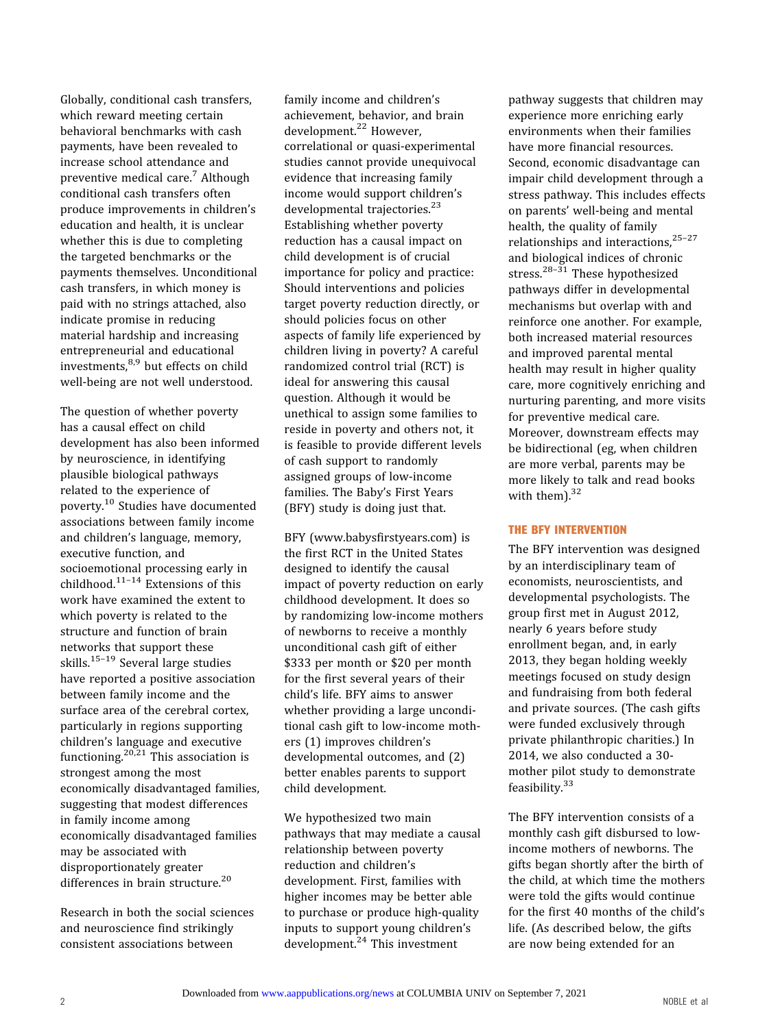Globally, conditional cash transfers, which reward meeting certain behavioral benchmarks with cash payments, have been revealed to increase school attendance and preventive medical care.[7] Although conditional cash transfers often produce improvements in children's education and health, it is unclear whether this is due to completing the targeted benchmarks or the payments themselves. Unconditional cash transfers, in which money is paid with no strings attached, also indicate promise in reducing material hardship and increasing entrepreneurial and educational investments,[8,9] but effects on child well-being are not well understood.

The question of whether poverty has a causal effect on child development has also been informed by neuroscience, in identifying plausible biological pathways related to the experience of poverty.[10] Studies have documented associations between family income and children's language, memory, executive function, and socioemotional processing early in childhood.[11–14] Extensions of this work have examined the extent to which poverty is related to the structure and function of brain networks that support these skills.[15–19] Several large studies have reported a positive association between family income and the surface area of the cerebral cortex, particularly in regions supporting children's language and executive functioning.[20,21] This association is strongest among the most economically disadvantaged families, suggesting that modest differences in family income among economically disadvantaged families may be associated with disproportionately greater differences in brain structure.[20]

Research in both the social sciences and neuroscience find strikingly consistent associations between family income and children's achievement, behavior, and brain development.[22] However, correlational or quasi-experimental studies cannot provide unequivocal evidence that increasing family income would support children's developmental trajectories.[23] Establishing whether poverty reduction has a causal impact on child development is of crucial importance for policy and practice: Should interventions and policies target poverty reduction directly, or should policies focus on other aspects of family life experienced by children living in poverty? A careful randomized control trial (RCT) is ideal for answering this causal question. Although it would be unethical to assign some families to reside in poverty and others not, it is feasible to provide different levels of cash support to randomly assigned groups of low-income families. The Baby's First Years (BFY) study is doing just that.

BFY (www.babysfirstyears.com) is the first RCT in the United States designed to identify the causal impact of poverty reduction on early childhood development. It does so by randomizing low-income mothers of newborns to receive a monthly unconditional cash gift of either $333 per month or $20 per month for the first several years of their child's life. BFY aims to answer whether providing a large unconditional cash gift to low-income mothers (1) improves children's developmental outcomes, and (2) better enables parents to support child development.

We hypothesized two main pathways that may mediate a causal relationship between poverty reduction and children's development. First, families with higher incomes may be better able to purchase or produce high-quality inputs to support young children's development.[24] This investment pathway suggests that children may experience more enriching early environments when their families have more financial resources. Second, economic disadvantage can impair child development through a stress pathway. This includes effects on parents' well-being and mental health, the quality of family relationships and interactions,[25–27] and biological indices of chronic stress.[28–31] These hypothesized pathways differ in developmental mechanisms but overlap with and reinforce one another. For example, both increased material resources and improved parental mental health may result in higher quality care, more cognitively enriching and nurturing parenting, and more visits for preventive medical care. Moreover, downstream effects may be bidirectional (eg, when children are more verbal, parents may be more likely to talk and read books with them).[32]

## THE BFY INTERVENTION

The BFY intervention was designed by an interdisciplinary team of economists, neuroscientists, and developmental psychologists. The group first met in August 2012, nearly 6 years before study enrollment began, and, in early 2013, they began holding weekly meetings focused on study design and fundraising from both federal and private sources. (The cash gifts were funded exclusively through private philanthropic charities.) In 2014, we also conducted a 30-mother pilot study to demonstrate feasibility.[33]

The BFY intervention consists of a monthly cash gift disbursed to low-income mothers of newborns. The gifts began shortly after the birth of the child, at which time the mothers were told the gifts would continue for the first 40 months of the child's life. (As described below, the gifts are now being extended for an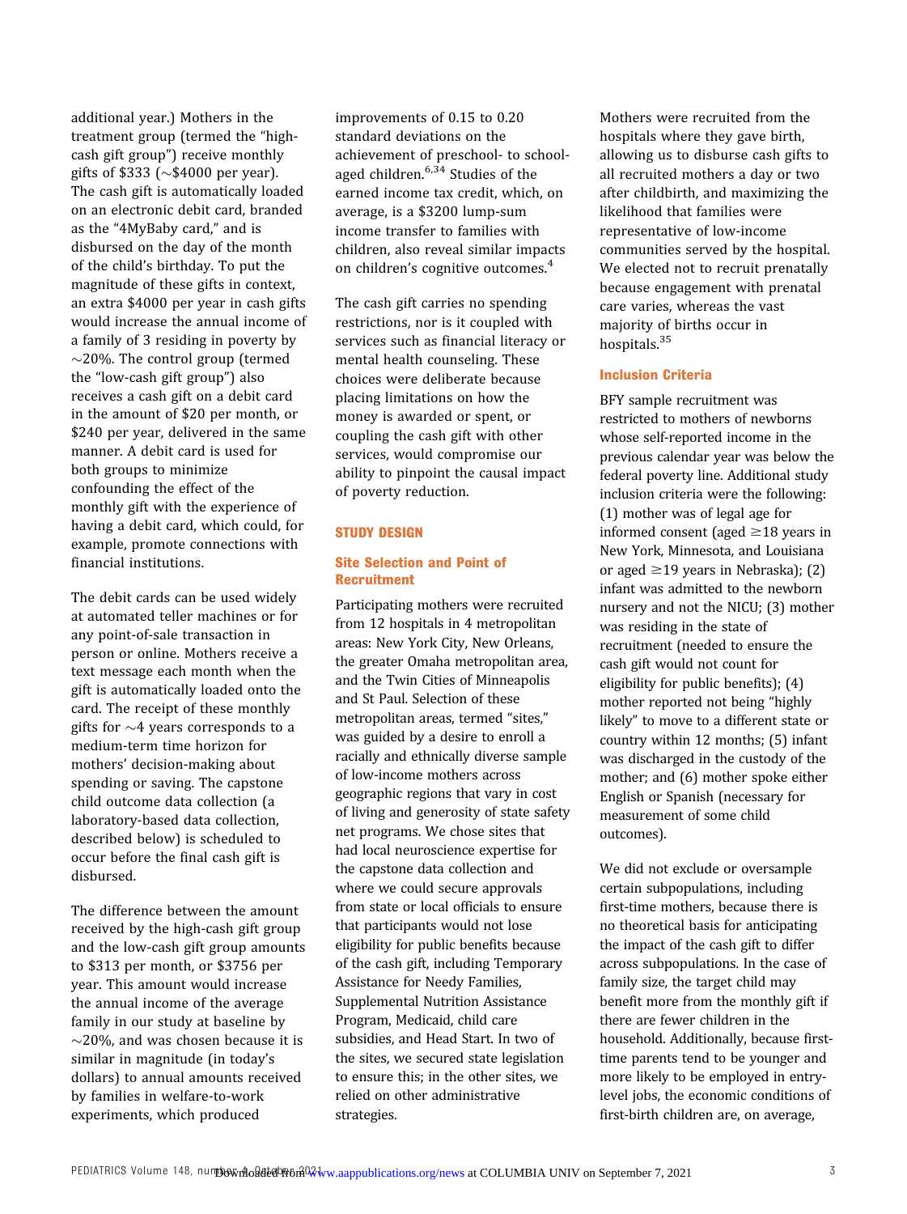additional year.) Mothers in the treatment group (termed the "high-cash gift group") receive monthly gifts of \$333 (~\$4000 per year). The cash gift is automatically loaded on an electronic debit card, branded as the "4MyBaby card," and is disbursed on the day of the month of the child's birthday. To put the magnitude of these gifts in context, an extra \$4000 per year in cash gifts would increase the annual income of a family of 3 residing in poverty by ~20%. The control group (termed the "low-cash gift group") also receives a cash gift on a debit card in the amount of \$20 per month, or \$240 per year, delivered in the same manner. A debit card is used for both groups to minimize confounding the effect of the monthly gift with the experience of having a debit card, which could, for example, promote connections with financial institutions.

The debit cards can be used widely at automated teller machines or for any point-of-sale transaction in person or online. Mothers receive a text message each month when the gift is automatically loaded onto the card. The receipt of these monthly gifts for ~4 years corresponds to a medium-term time horizon for mothers' decision-making about spending or saving. The capstone child outcome data collection (a laboratory-based data collection, described below) is scheduled to occur before the final cash gift is disbursed.

The difference between the amount received by the high-cash gift group and the low-cash gift group amounts to \$313 per month, or \$3756 per year. This amount would increase the annual income of the average family in our study at baseline by ~20%, and was chosen because it is similar in magnitude (in today's dollars) to annual amounts received by families in welfare-to-work experiments, which produced improvements of 0.15 to 0.20 standard deviations on the achievement of preschool- to school-aged children.[6,34] Studies of the earned income tax credit, which, on average, is a \$3200 lump-sum income transfer to families with children, also reveal similar impacts on children's cognitive outcomes.[4]

The cash gift carries no spending restrictions, nor is it coupled with services such as financial literacy or mental health counseling. These choices were deliberate because placing limitations on how the money is awarded or spent, or coupling the cash gift with other services, would compromise our ability to pinpoint the causal impact of poverty reduction.

## STUDY DESIGN

### Site Selection and Point of Recruitment

Participating mothers were recruited from 12 hospitals in 4 metropolitan areas: New York City, New Orleans, the greater Omaha metropolitan area, and the Twin Cities of Minneapolis and St Paul. Selection of these metropolitan areas, termed "sites," was guided by a desire to enroll a racially and ethnically diverse sample of low-income mothers across geographic regions that vary in cost of living and generosity of state safety net programs. We chose sites that had local neuroscience expertise for the capstone data collection and where we could secure approvals from state or local officials to ensure that participants would not lose eligibility for public benefits because of the cash gift, including Temporary Assistance for Needy Families, Supplemental Nutrition Assistance Program, Medicaid, child care subsidies, and Head Start. In two of the sites, we secured state legislation to ensure this; in the other sites, we relied on other administrative strategies.

Mothers were recruited from the hospitals where they gave birth, allowing us to disburse cash gifts to all recruited mothers a day or two after childbirth, and maximizing the likelihood that families were representative of low-income communities served by the hospital. We elected not to recruit prenatally because engagement with prenatal care varies, whereas the vast majority of births occur in hospitals.[35]

### Inclusion Criteria

BFY sample recruitment was restricted to mothers of newborns whose self-reported income in the previous calendar year was below the federal poverty line. Additional study inclusion criteria were the following: (1) mother was of legal age for informed consent (aged ≥18 years in New York, Minnesota, and Louisiana or aged ≥19 years in Nebraska); (2) infant was admitted to the newborn nursery and not the NICU; (3) mother was residing in the state of recruitment (needed to ensure the cash gift would not count for eligibility for public benefits); (4) mother reported not being "highly likely" to move to a different state or country within 12 months; (5) infant was discharged in the custody of the mother; and (6) mother spoke either English or Spanish (necessary for measurement of some child outcomes).

We did not exclude or oversample certain subpopulations, including first-time mothers, because there is no theoretical basis for anticipating the impact of the cash gift to differ across subpopulations. In the case of family size, the target child may benefit more from the monthly gift if there are fewer children in the household. Additionally, because first-time parents tend to be younger and more likely to be employed in entry-level jobs, the economic conditions of first-birth children are, on average,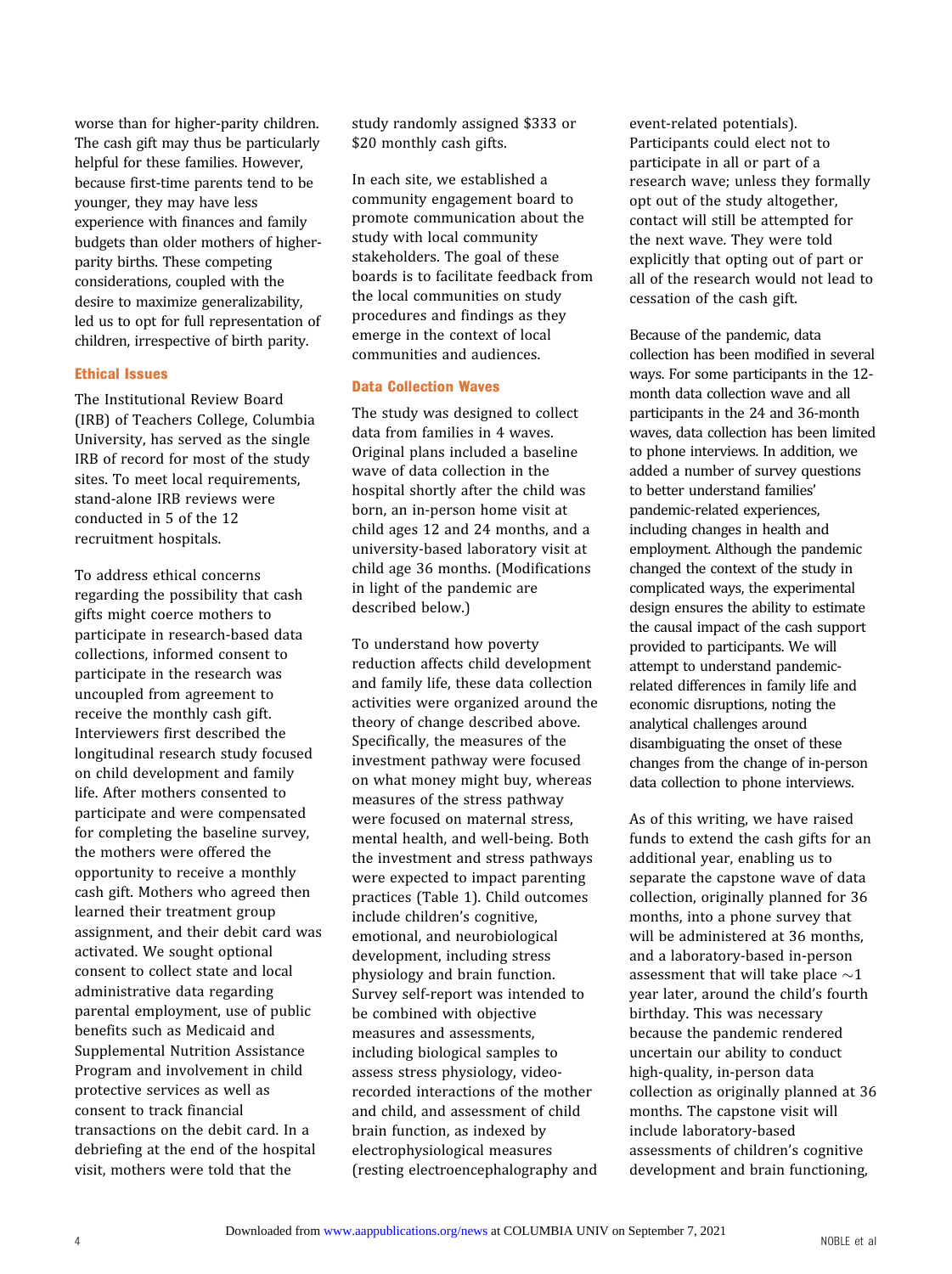worse than for higher-parity children. The cash gift may thus be particularly helpful for these families. However, because first-time parents tend to be younger, they may have less experience with finances and family budgets than older mothers of higher-parity births. These competing considerations, coupled with the desire to maximize generalizability, led us to opt for full representation of children, irrespective of birth parity.

### Ethical Issues

The Institutional Review Board (IRB) of Teachers College, Columbia University, has served as the single IRB of record for most of the study sites. To meet local requirements, stand-alone IRB reviews were conducted in 5 of the 12 recruitment hospitals.

To address ethical concerns regarding the possibility that cash gifts might coerce mothers to participate in research-based data collections, informed consent to participate in the research was uncoupled from agreement to receive the monthly cash gift. Interviewers first described the longitudinal research study focused on child development and family life. After mothers consented to participate and were compensated for completing the baseline survey, the mothers were offered the opportunity to receive a monthly cash gift. Mothers who agreed then learned their treatment group assignment, and their debit card was activated. We sought optional consent to collect state and local administrative data regarding parental employment, use of public benefits such as Medicaid and Supplemental Nutrition Assistance Program and involvement in child protective services as well as consent to track financial transactions on the debit card. In a debriefing at the end of the hospital visit, mothers were told that the study randomly assigned $333 or $20 monthly cash gifts.

In each site, we established a community engagement board to promote communication about the study with local community stakeholders. The goal of these boards is to facilitate feedback from the local communities on study procedures and findings as they emerge in the context of local communities and audiences.

### Data Collection Waves

The study was designed to collect data from families in 4 waves. Original plans included a baseline wave of data collection in the hospital shortly after the child was born, an in-person home visit at child ages 12 and 24 months, and a university-based laboratory visit at child age 36 months. (Modifications in light of the pandemic are described below.)

To understand how poverty reduction affects child development and family life, these data collection activities were organized around the theory of change described above. Specifically, the measures of the investment pathway were focused on what money might buy, whereas measures of the stress pathway were focused on maternal stress, mental health, and well-being. Both the investment and stress pathways were expected to impact parenting practices (Table 1). Child outcomes include children's cognitive, emotional, and neurobiological development, including stress physiology and brain function. Survey self-report was intended to be combined with objective measures and assessments, including biological samples to assess stress physiology, video-recorded interactions of the mother and child, and assessment of child brain function, as indexed by electrophysiological measures (resting electroencephalography and event-related potentials). Participants could elect not to participate in all or part of a research wave; unless they formally opt out of the study altogether, contact will still be attempted for the next wave. They were told explicitly that opting out of part or all of the research would not lead to cessation of the cash gift.

Because of the pandemic, data collection has been modified in several ways. For some participants in the 12-month data collection wave and all participants in the 24 and 36-month waves, data collection has been limited to phone interviews. In addition, we added a number of survey questions to better understand families' pandemic-related experiences, including changes in health and employment. Although the pandemic changed the context of the study in complicated ways, the experimental design ensures the ability to estimate the causal impact of the cash support provided to participants. We will attempt to understand pandemic-related differences in family life and economic disruptions, noting the analytical challenges around disambiguating the onset of these changes from the change of in-person data collection to phone interviews.

As of this writing, we have raised funds to extend the cash gifts for an additional year, enabling us to separate the capstone wave of data collection, originally planned for 36 months, into a phone survey that will be administered at 36 months, and a laboratory-based in-person assessment that will take place ~1 year later, around the child's fourth birthday. This was necessary because the pandemic rendered uncertain our ability to conduct high-quality, in-person data collection as originally planned at 36 months. The capstone visit will include laboratory-based assessments of children's cognitive development and brain functioning,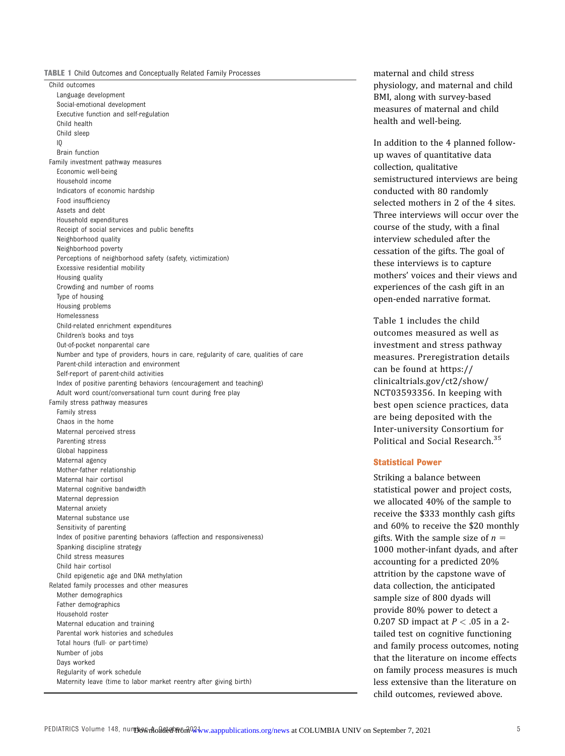**TABLE 1** Child Outcomes and Conceptually Related Family Processes

| |
|---|
| Child outcomes |
| Language development |
| Social-emotional development |
| Executive function and self-regulation |
| Child health |
| Child sleep |
| IQ |
| Brain function |
| Family investment pathway measures |
| Economic well-being |
| Household income |
| Indicators of economic hardship |
| Food insufficiency |
| Assets and debt |
| Household expenditures |
| Receipt of social services and public benefits |
| Neighborhood quality |
| Neighborhood poverty |
| Perceptions of neighborhood safety (safety, victimization) |
| Excessive residential mobility |
| Housing quality |
| Crowding and number of rooms |
| Type of housing |
| Housing problems |
| Homelessness |
| Child-related enrichment expenditures |
| Children's books and toys |
| Out-of-pocket nonparental care |
| Number and type of providers, hours in care, regularity of care, qualities of care |
| Parent-child interaction and environment |
| Self-report of parent-child activities |
| Index of positive parenting behaviors (encouragement and teaching) |
| Adult word count/conversational turn count during free play |
| Family stress pathway measures |
| Family stress |
| Chaos in the home |
| Maternal perceived stress |
| Parenting stress |
| Global happiness |
| Maternal agency |
| Mother-father relationship |
| Maternal hair cortisol |
| Maternal cognitive bandwidth |
| Maternal depression |
| Maternal anxiety |
| Maternal substance use |
| Sensitivity of parenting |
| Index of positive parenting behaviors (affection and responsiveness) |
| Spanking discipline strategy |
| Child stress measures |
| Child hair cortisol |
| Child epigenetic age and DNA methylation |
| Related family processes and other measures |
| Mother demographics |
| Father demographics |
| Household roster |
| Maternal education and training |
| Parental work histories and schedules |
| Total hours (full- or part-time) |
| Number of jobs |
| Days worked |
| Regularity of work schedule |
| Maternity leave (time to labor market reentry after giving birth) |

maternal and child stress physiology, and maternal and child BMI, along with survey-based measures of maternal and child health and well-being.

In addition to the 4 planned follow-up waves of quantitative data collection, qualitative semistructured interviews are being conducted with 80 randomly selected mothers in 2 of the 4 sites. Three interviews will occur over the course of the study, with a final interview scheduled after the cessation of the gifts. The goal of these interviews is to capture mothers' voices and their views and experiences of the cash gift in an open-ended narrative format.

Table 1 includes the child outcomes measured as well as investment and stress pathway measures. Preregistration details can be found at https://clinicaltrials.gov/ct2/show/NCT03593356. In keeping with best open science practices, data are being deposited with the Inter-university Consortium for Political and Social Research.[35]

### Statistical Power

Striking a balance between statistical power and project costs, we allocated 40% of the sample to receive the $333 monthly cash gifts and 60% to receive the $20 monthly gifts. With the sample size of $n =$ 1000 mother-infant dyads, and after accounting for a predicted 20% attrition by the capstone wave of data collection, the anticipated sample size of 800 dyads will provide 80% power to detect a 0.207 SD impact at $P < .05$ in a 2-tailed test on cognitive functioning and family process outcomes, noting that the literature on income effects on family process measures is much less extensive than the literature on child outcomes, reviewed above.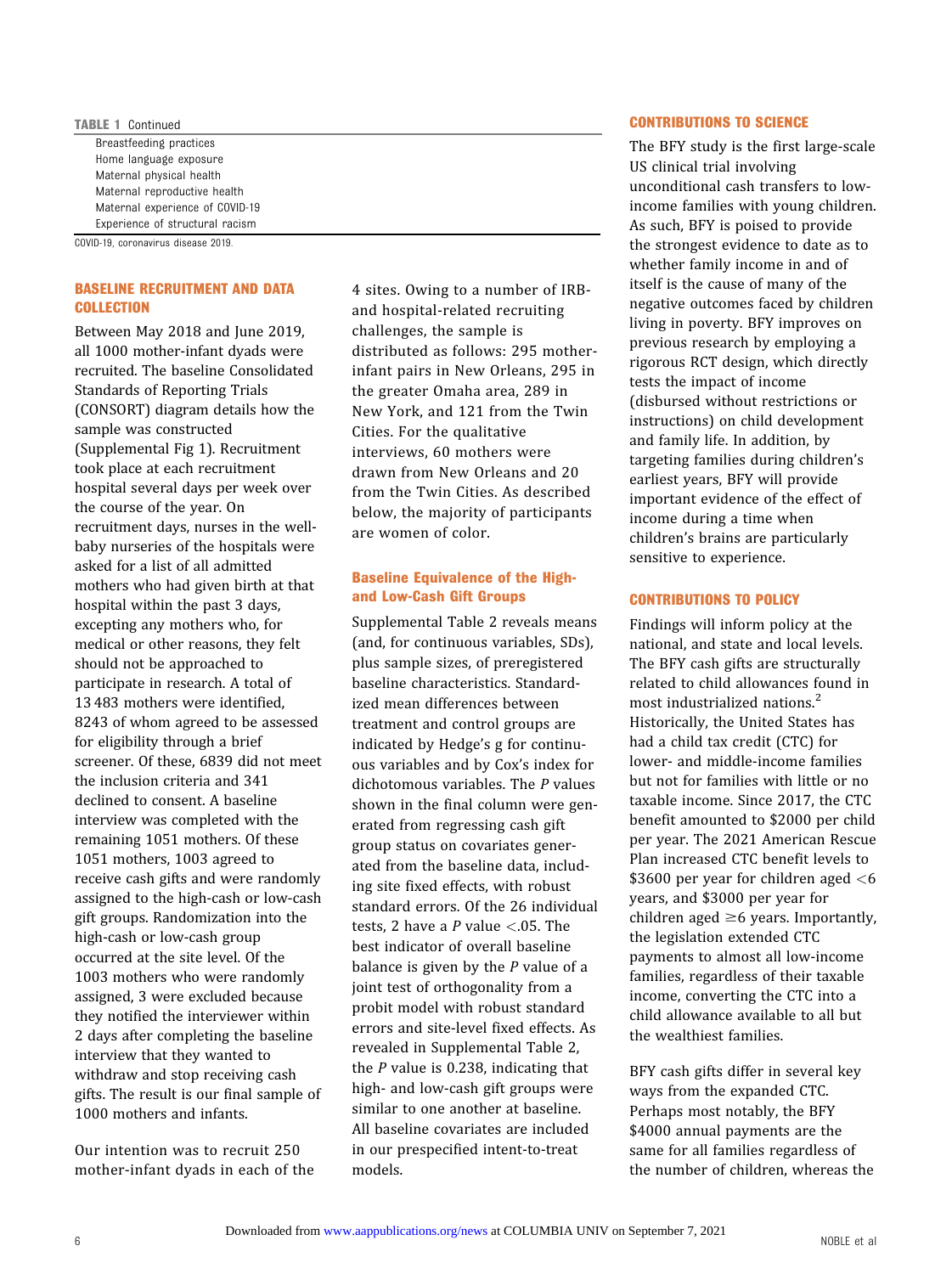**TABLE 1** Continued

| |
|---|
| Breastfeeding practices |
| Home language exposure |
| Maternal physical health |
| Maternal reproductive health |
| Maternal experience of COVID-19 |
| Experience of structural racism |

COVID-19, coronavirus disease 2019.

## BASELINE RECRUITMENT AND DATA COLLECTION

Between May 2018 and June 2019, all 1000 mother-infant dyads were recruited. The baseline Consolidated Standards of Reporting Trials (CONSORT) diagram details how the sample was constructed (Supplemental Fig 1). Recruitment took place at each recruitment hospital several days per week over the course of the year. On recruitment days, nurses in the well-baby nurseries of the hospitals were asked for a list of all admitted mothers who had given birth at that hospital within the past 3 days, excepting any mothers who, for medical or other reasons, they felt should not be approached to participate in research. A total of 13 483 mothers were identified, 8243 of whom agreed to be assessed for eligibility through a brief screener. Of these, 6839 did not meet the inclusion criteria and 341 declined to consent. A baseline interview was completed with the remaining 1051 mothers. Of these 1051 mothers, 1003 agreed to receive cash gifts and were randomly assigned to the high-cash or low-cash gift groups. Randomization into the high-cash or low-cash group occurred at the site level. Of the 1003 mothers who were randomly assigned, 3 were excluded because they notified the interviewer within 2 days after completing the baseline interview that they wanted to withdraw and stop receiving cash gifts. The result is our final sample of 1000 mothers and infants.

Our intention was to recruit 250 mother-infant dyads in each of the 4 sites. Owing to a number of IRB- and hospital-related recruiting challenges, the sample is distributed as follows: 295 mother-infant pairs in New Orleans, 295 in the greater Omaha area, 289 in New York, and 121 from the Twin Cities. For the qualitative interviews, 60 mothers were drawn from New Orleans and 20 from the Twin Cities. As described below, the majority of participants are women of color.

### Baseline Equivalence of the High- and Low-Cash Gift Groups

Supplemental Table 2 reveals means (and, for continuous variables, SDs), plus sample sizes, of preregistered baseline characteristics. Standardized mean differences between treatment and control groups are indicated by Hedge's g for continuous variables and by Cox's index for dichotomous variables. The *P* values shown in the final column were generated from regressing cash gift group status on covariates generated from the baseline data, including site fixed effects, with robust standard errors. Of the 26 individual tests, 2 have a *P* value $<.05$. The best indicator of overall baseline balance is given by the *P* value of a joint test of orthogonality from a probit model with robust standard errors and site-level fixed effects. As revealed in Supplemental Table 2, the *P* value is 0.238, indicating that high- and low-cash gift groups were similar to one another at baseline. All baseline covariates are included in our prespecified intent-to-treat models.

## CONTRIBUTIONS TO SCIENCE

The BFY study is the first large-scale US clinical trial involving unconditional cash transfers to low-income families with young children. As such, BFY is poised to provide the strongest evidence to date as to whether family income in and of itself is the cause of many of the negative outcomes faced by children living in poverty. BFY improves on previous research by employing a rigorous RCT design, which directly tests the impact of income (disbursed without restrictions or instructions) on child development and family life. In addition, by targeting families during children's earliest years, BFY will provide important evidence of the effect of income during a time when children's brains are particularly sensitive to experience.

## CONTRIBUTIONS TO POLICY

Findings will inform policy at the national, and state and local levels. The BFY cash gifts are structurally related to child allowances found in most industrialized nations.[2] Historically, the United States has had a child tax credit (CTC) for lower- and middle-income families but not for families with little or no taxable income. Since 2017, the CTC benefit amounted to \$2000 per child per year. The 2021 American Rescue Plan increased CTC benefit levels to \$3600 per year for children aged $<6$ years, and \$3000 per year for children aged $\geq 6$ years. Importantly, the legislation extended CTC payments to almost all low-income families, regardless of their taxable income, converting the CTC into a child allowance available to all but the wealthiest families.

BFY cash gifts differ in several key ways from the expanded CTC. Perhaps most notably, the BFY \$4000 annual payments are the same for all families regardless of the number of children, whereas the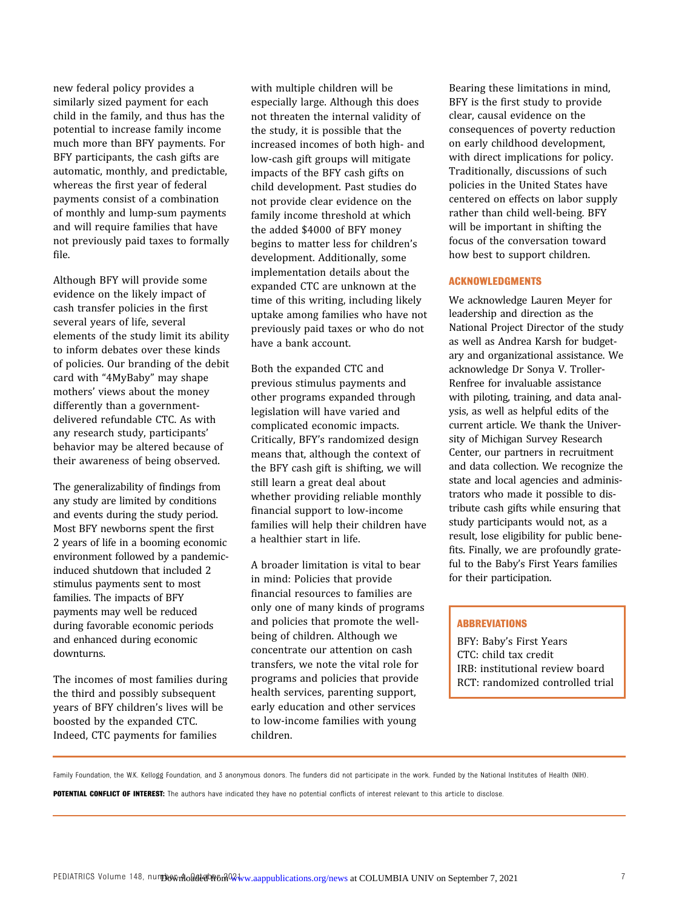new federal policy provides a similarly sized payment for each child in the family, and thus has the potential to increase family income much more than BFY payments. For BFY participants, the cash gifts are automatic, monthly, and predictable, whereas the first year of federal payments consist of a combination of monthly and lump-sum payments and will require families that have not previously paid taxes to formally file.

Although BFY will provide some evidence on the likely impact of cash transfer policies in the first several years of life, several elements of the study limit its ability to inform debates over these kinds of policies. Our branding of the debit card with "4MyBaby" may shape mothers' views about the money differently than a government-delivered refundable CTC. As with any research study, participants' behavior may be altered because of their awareness of being observed.

The generalizability of findings from any study are limited by conditions and events during the study period. Most BFY newborns spent the first 2 years of life in a booming economic environment followed by a pandemic-induced shutdown that included 2 stimulus payments sent to most families. The impacts of BFY payments may well be reduced during favorable economic periods and enhanced during economic downturns.

The incomes of most families during the third and possibly subsequent years of BFY children's lives will be boosted by the expanded CTC. Indeed, CTC payments for families with multiple children will be especially large. Although this does not threaten the internal validity of the study, it is possible that the increased incomes of both high- and low-cash gift groups will mitigate impacts of the BFY cash gifts on child development. Past studies do not provide clear evidence on the family income threshold at which the added $4000 of BFY money begins to matter less for children's development. Additionally, some implementation details about the expanded CTC are unknown at the time of this writing, including likely uptake among families who have not previously paid taxes or who do not have a bank account.

Both the expanded CTC and previous stimulus payments and other programs expanded through legislation will have varied and complicated economic impacts. Critically, BFY's randomized design means that, although the context of the BFY cash gift is shifting, we will still learn a great deal about whether providing reliable monthly financial support to low-income families will help their children have a healthier start in life.

A broader limitation is vital to bear in mind: Policies that provide financial resources to families are only one of many kinds of programs and policies that promote the well-being of children. Although we concentrate our attention on cash transfers, we note the vital role for programs and policies that provide health services, parenting support, early education and other services to low-income families with young children.

Bearing these limitations in mind, BFY is the first study to provide clear, causal evidence on the consequences of poverty reduction on early childhood development, with direct implications for policy. Traditionally, discussions of such policies in the United States have centered on effects on labor supply rather than child well-being. BFY will be important in shifting the focus of the conversation toward how best to support children.

## ACKNOWLEDGMENTS

We acknowledge Lauren Meyer for leadership and direction as the National Project Director of the study as well as Andrea Karsh for budgetary and organizational assistance. We acknowledge Dr Sonya V. Troller-Renfree for invaluable assistance with piloting, training, and data analysis, as well as helpful edits of the current article. We thank the University of Michigan Survey Research Center, our partners in recruitment and data collection. We recognize the state and local agencies and administrators who made it possible to distribute cash gifts while ensuring that study participants would not, as a result, lose eligibility for public benefits. Finally, we are profoundly grateful to the Baby's First Years families for their participation.

## ABBREVIATIONS

BFY: Baby's First Years
CTC: child tax credit
IRB: institutional review board
RCT: randomized controlled trial

Family Foundation, the W.K. Kellogg Foundation, and 3 anonymous donors. The funders did not participate in the work. Funded by the National Institutes of Health (NIH).

**POTENTIAL CONFLICT OF INTEREST:** The authors have indicated they have no potential conflicts of interest relevant to this article to disclose.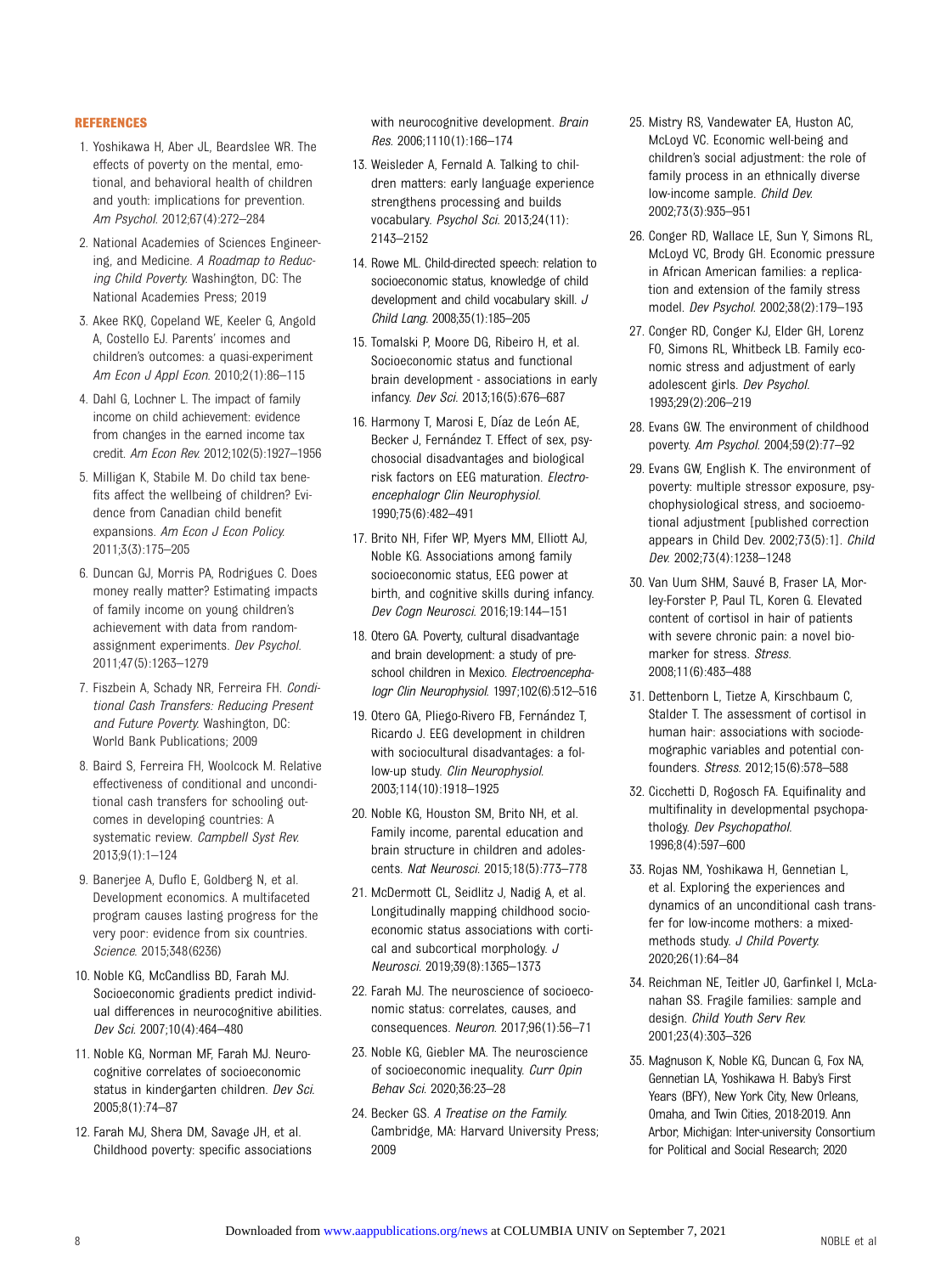## REFERENCES

1. Yoshikawa H, Aber JL, Beardslee WR. The effects of poverty on the mental, emotional, and behavioral health of children and youth: implications for prevention. *Am Psychol.* 2012;67(4):272–284
2. National Academies of Sciences Engineering, and Medicine. *A Roadmap to Reducing Child Poverty.* Washington, DC: The National Academies Press; 2019
3. Akee RKQ, Copeland WE, Keeler G, Angold A, Costello EJ. Parents' incomes and children's outcomes: a quasi-experiment *Am Econ J Appl Econ.* 2010;2(1):86–115
4. Dahl G, Lochner L. The impact of family income on child achievement: evidence from changes in the earned income tax credit. *Am Econ Rev.* 2012;102(5):1927–1956
5. Milligan K, Stabile M. Do child tax benefits affect the wellbeing of children? Evidence from Canadian child benefit expansions. *Am Econ J Econ Policy.* 2011;3(3):175–205
6. Duncan GJ, Morris PA, Rodrigues C. Does money really matter? Estimating impacts of family income on young children's achievement with data from random-assignment experiments. *Dev Psychol.* 2011;47(5):1263–1279
7. Fiszbein A, Schady NR, Ferreira FH. *Conditional Cash Transfers: Reducing Present and Future Poverty.* Washington, DC: World Bank Publications; 2009
8. Baird S, Ferreira FH, Woolcock M. Relative effectiveness of conditional and unconditional cash transfers for schooling outcomes in developing countries: A systematic review. *Campbell Syst Rev.* 2013;9(1):1–124
9. Banerjee A, Duflo E, Goldberg N, et al. Development economics. A multifaceted program causes lasting progress for the very poor: evidence from six countries. *Science.* 2015;348(6236)
10. Noble KG, McCandliss BD, Farah MJ. Socioeconomic gradients predict individual differences in neurocognitive abilities. *Dev Sci.* 2007;10(4):464–480
11. Noble KG, Norman MF, Farah MJ. Neurocognitive correlates of socioeconomic status in kindergarten children. *Dev Sci.* 2005;8(1):74–87
12. Farah MJ, Shera DM, Savage JH, et al. Childhood poverty: specific associations with neurocognitive development. *Brain Res.* 2006;1110(1):166–174
13. Weisleder A, Fernald A. Talking to children matters: early language experience strengthens processing and builds vocabulary. *Psychol Sci.* 2013;24(11):2143–2152
14. Rowe ML. Child-directed speech: relation to socioeconomic status, knowledge of child development and child vocabulary skill. *J Child Lang.* 2008;35(1):185–205
15. Tomalski P, Moore DG, Ribeiro H, et al. Socioeconomic status and functional brain development - associations in early infancy. *Dev Sci.* 2013;16(5):676–687
16. Harmony T, Marosi E, Díaz de León AE, Becker J, Fernández T. Effect of sex, psychosocial disadvantages and biological risk factors on EEG maturation. *Electroencephalogr Clin Neurophysiol.* 1990;75(6):482–491
17. Brito NH, Fifer WP, Myers MM, Elliott AJ, Noble KG. Associations among family socioeconomic status, EEG power at birth, and cognitive skills during infancy. *Dev Cogn Neurosci.* 2016;19:144–151
18. Otero GA. Poverty, cultural disadvantage and brain development: a study of preschool children in Mexico. *Electroencephalogr Clin Neurophysiol.* 1997;102(6):512–516
19. Otero GA, Pliego-Rivero FB, Fernández T, Ricardo J. EEG development in children with sociocultural disadvantages: a follow-up study. *Clin Neurophysiol.* 2003;114(10):1918–1925
20. Noble KG, Houston SM, Brito NH, et al. Family income, parental education and brain structure in children and adolescents. *Nat Neurosci.* 2015;18(5):773–778
21. McDermott CL, Seidlitz J, Nadig A, et al. Longitudinally mapping childhood socioeconomic status associations with cortical and subcortical morphology. *J Neurosci.* 2019;39(8):1365–1373
22. Farah MJ. The neuroscience of socioeconomic status: correlates, causes, and consequences. *Neuron.* 2017;96(1):56–71
23. Noble KG, Giebler MA. The neuroscience of socioeconomic inequality. *Curr Opin Behav Sci.* 2020;36:23–28
24. Becker GS. *A Treatise on the Family.* Cambridge, MA: Harvard University Press; 2009
25. Mistry RS, Vandewater EA, Huston AC, McLoyd VC. Economic well-being and children's social adjustment: the role of family process in an ethnically diverse low-income sample. *Child Dev.* 2002;73(3):935–951
26. Conger RD, Wallace LE, Sun Y, Simons RL, McLoyd VC, Brody GH. Economic pressure in African American families: a replication and extension of the family stress model. *Dev Psychol.* 2002;38(2):179–193
27. Conger RD, Conger KJ, Elder GH, Lorenz FO, Simons RL, Whitbeck LB. Family economic stress and adjustment of early adolescent girls. *Dev Psychol.* 1993;29(2):206–219
28. Evans GW. The environment of childhood poverty. *Am Psychol.* 2004;59(2):77–92
29. Evans GW, English K. The environment of poverty: multiple stressor exposure, psychophysiological stress, and socioemotional adjustment [published correction appears in Child Dev. 2002;73(5):1]. *Child Dev.* 2002;73(4):1238–1248
30. Van Uum SHM, Sauvé B, Fraser LA, Morley-Forster P, Paul TL, Koren G. Elevated content of cortisol in hair of patients with severe chronic pain: a novel biomarker for stress. *Stress.* 2008;11(6):483–488
31. Dettenborn L, Tietze A, Kirschbaum C, Stalder T. The assessment of cortisol in human hair: associations with sociodemographic variables and potential confounders. *Stress.* 2012;15(6):578–588
32. Cicchetti D, Rogosch FA. Equifinality and multifinality in developmental psychopathology. *Dev Psychopathol.* 1996;8(4):597–600
33. Rojas NM, Yoshikawa H, Gennetian L, et al. Exploring the experiences and dynamics of an unconditional cash transfer for low-income mothers: a mixed-methods study. *J Child Poverty.* 2020;26(1):64–84
34. Reichman NE, Teitler JO, Garfinkel I, McLanahan SS. Fragile families: sample and design. *Child Youth Serv Rev.* 2001;23(4):303–326
35. Magnuson K, Noble KG, Duncan G, Fox NA, Gennetian LA, Yoshikawa H. Baby's First Years (BFY), New York City, New Orleans, Omaha, and Twin Cities, 2018-2019. Ann Arbor, Michigan: Inter-university Consortium for Political and Social Research; 2020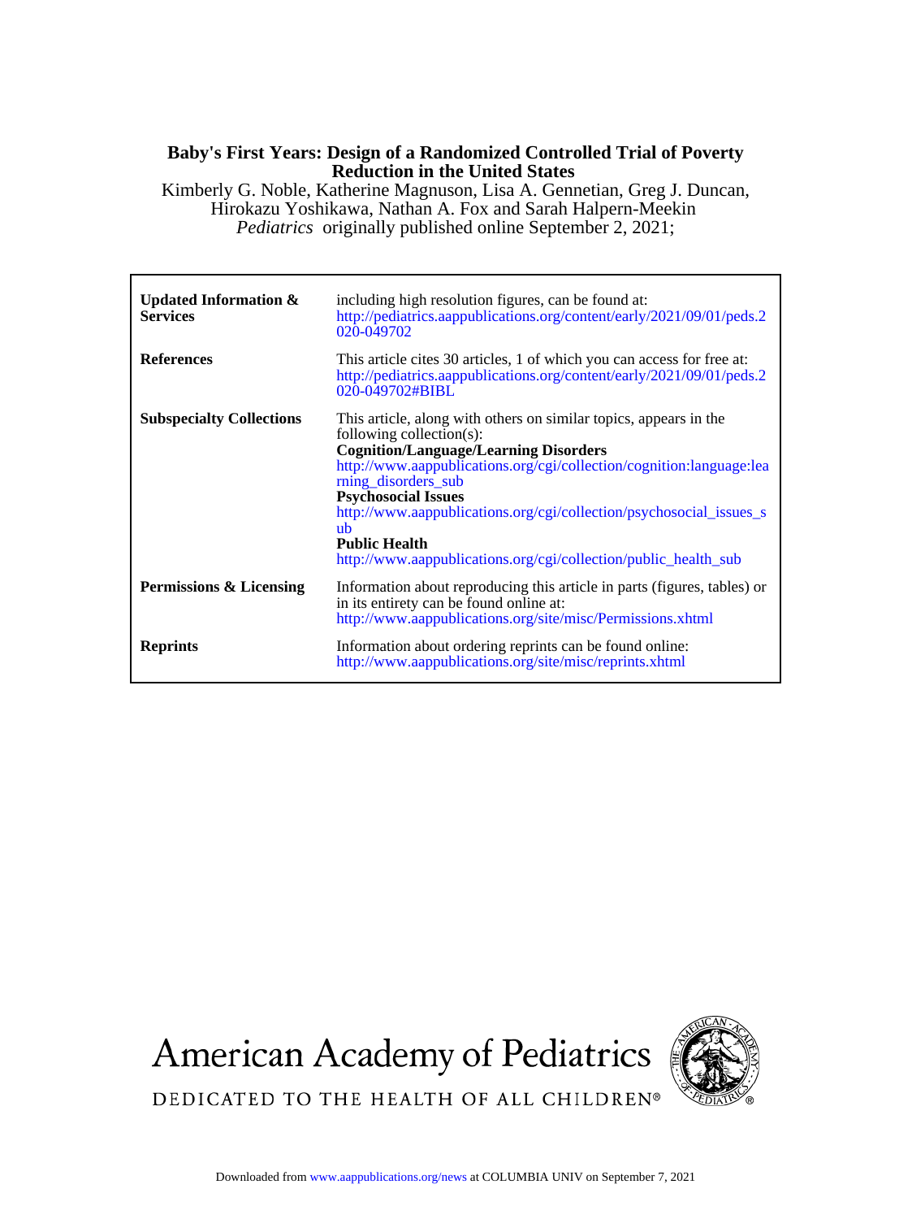**Baby's First Years: Design of a Randomized Controlled Trial of Poverty Reduction in the United States**

Kimberly G. Noble, Katherine Magnuson, Lisa A. Gennetian, Greg J. Duncan, Hirokazu Yoshikawa, Nathan A. Fox and Sarah Halpern-Meekin

*Pediatrics* originally published online September 2, 2021;

| | |
|---|---|
| **Updated Information & Services** | including high resolution figures, can be found at: http://pediatrics.aappublications.org/content/early/2021/09/01/peds.2020-049702 |
| **References** | This article cites 30 articles, 1 of which you can access for free at: http://pediatrics.aappublications.org/content/early/2021/09/01/peds.2020-049702#BIBL |
| **Subspecialty Collections** | This article, along with others on similar topics, appears in the following collection(s): **Cognition/Language/Learning Disorders** http://www.aappublications.org/cgi/collection/cognition:language:learning_disorders_sub **Psychosocial Issues** http://www.aappublications.org/cgi/collection/psychosocial_issues_sub **Public Health** http://www.aappublications.org/cgi/collection/public_health_sub |
| **Permissions & Licensing** | Information about reproducing this article in parts (figures, tables) or in its entirety can be found online at: http://www.aappublications.org/site/misc/Permissions.xhtml |
| **Reprints** | Information about ordering reprints can be found online: http://www.aappublications.org/site/misc/reprints.xhtml |

American Academy of Pediatrics

DEDICATED TO THE HEALTH OF ALL CHILDREN®

Downloaded from www.aappublications.org/news at COLUMBIA UNIV on September 7, 2021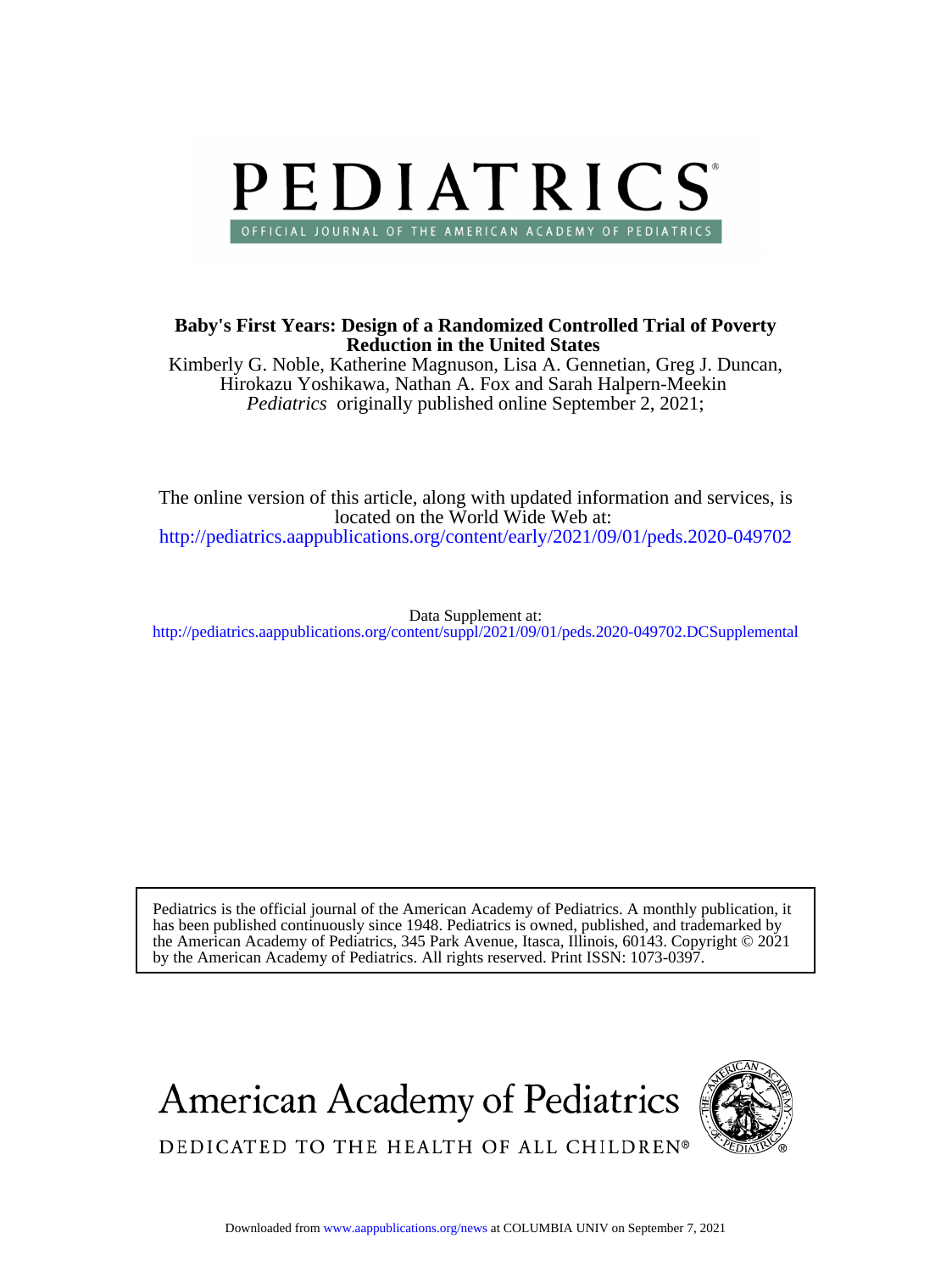# PEDIATRICS

OFFICIAL JOURNAL OF THE AMERICAN ACADEMY OF PEDIATRICS

**Baby's First Years: Design of a Randomized Controlled Trial of Poverty Reduction in the United States**

Kimberly G. Noble, Katherine Magnuson, Lisa A. Gennetian, Greg J. Duncan, Hirokazu Yoshikawa, Nathan A. Fox and Sarah Halpern-Meekin

*Pediatrics* originally published online September 2, 2021;

The online version of this article, along with updated information and services, is located on the World Wide Web at:

http://pediatrics.aappublications.org/content/early/2021/09/01/peds.2020-049702

Data Supplement at:

http://pediatrics.aappublications.org/content/suppl/2021/09/01/peds.2020-049702.DCSupplemental

Pediatrics is the official journal of the American Academy of Pediatrics. A monthly publication, it has been published continuously since 1948. Pediatrics is owned, published, and trademarked by the American Academy of Pediatrics, 345 Park Avenue, Itasca, Illinois, 60143. Copyright © 2021 by the American Academy of Pediatrics. All rights reserved. Print ISSN: 1073-0397.

American Academy of Pediatrics

DEDICATED TO THE HEALTH OF ALL CHILDREN®